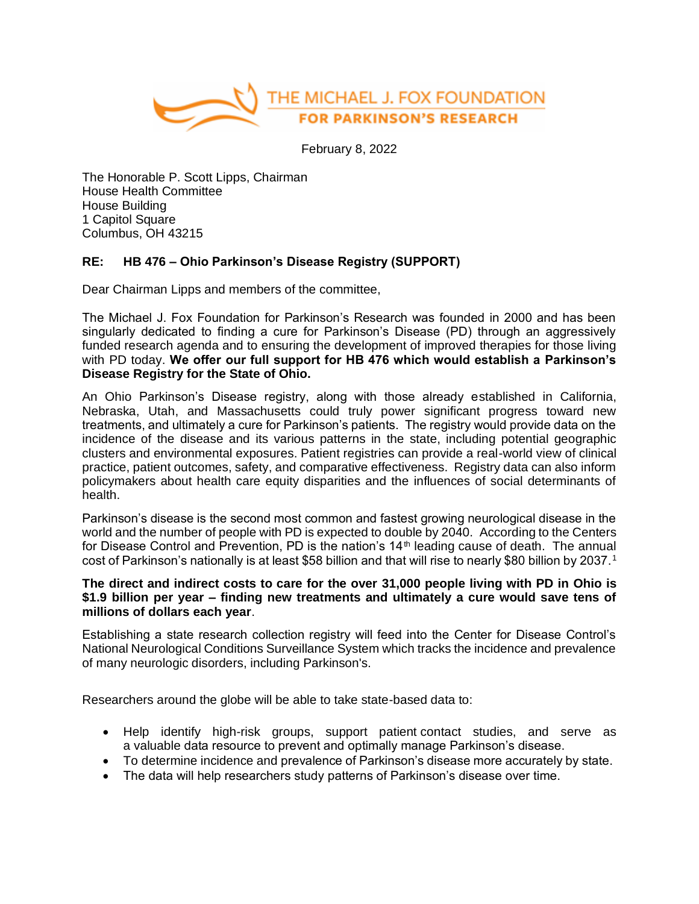THE MICHAEL J. FOX FOUNDATION
FOR PARKINSON'S RESEARCH

February 8, 2022

The Honorable P. Scott Lipps, Chairman
House Health Committee
House Building
1 Capitol Square
Columbus, OH 43215

**RE: HB 476 – Ohio Parkinson's Disease Registry (SUPPORT)**

Dear Chairman Lipps and members of the committee,

The Michael J. Fox Foundation for Parkinson's Research was founded in 2000 and has been singularly dedicated to finding a cure for Parkinson's Disease (PD) through an aggressively funded research agenda and to ensuring the development of improved therapies for those living with PD today. **We offer our full support for HB 476 which would establish a Parkinson's Disease Registry for the State of Ohio.**

An Ohio Parkinson's Disease registry, along with those already established in California, Nebraska, Utah, and Massachusetts could truly power significant progress toward new treatments, and ultimately a cure for Parkinson's patients. The registry would provide data on the incidence of the disease and its various patterns in the state, including potential geographic clusters and environmental exposures. Patient registries can provide a real-world view of clinical practice, patient outcomes, safety, and comparative effectiveness. Registry data can also inform policymakers about health care equity disparities and the influences of social determinants of health.

Parkinson's disease is the second most common and fastest growing neurological disease in the world and the number of people with PD is expected to double by 2040. According to the Centers for Disease Control and Prevention, PD is the nation's 14th leading cause of death. The annual cost of Parkinson's nationally is at least $58 billion and that will rise to nearly $80 billion by 2037.[1]

**The direct and indirect costs to care for the over 31,000 people living with PD in Ohio is $1.9 billion per year – finding new treatments and ultimately a cure would save tens of millions of dollars each year**.

Establishing a state research collection registry will feed into the Center for Disease Control's National Neurological Conditions Surveillance System which tracks the incidence and prevalence of many neurologic disorders, including Parkinson's.

Researchers around the globe will be able to take state-based data to:

- Help identify high-risk groups, support patient contact studies, and serve as a valuable data resource to prevent and optimally manage Parkinson's disease.
- To determine incidence and prevalence of Parkinson's disease more accurately by state.
- The data will help researchers study patterns of Parkinson's disease over time.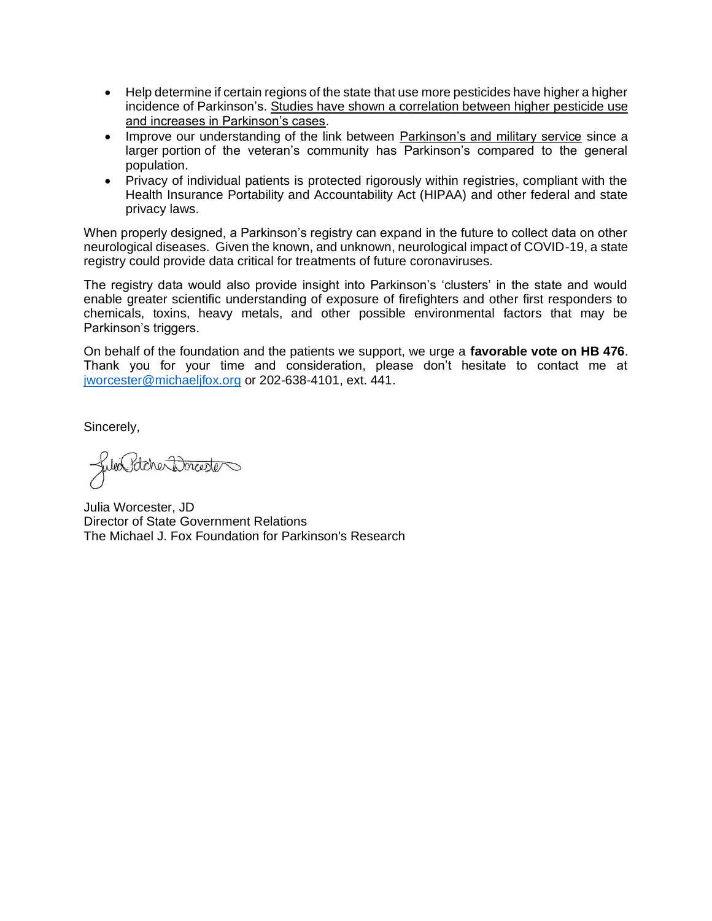- Help determine if certain regions of the state that use more pesticides have higher a higher incidence of Parkinson's. Studies have shown a correlation between higher pesticide use and increases in Parkinson's cases.
- Improve our understanding of the link between Parkinson's and military service since a larger portion of the veteran's community has Parkinson's compared to the general population.
- Privacy of individual patients is protected rigorously within registries, compliant with the Health Insurance Portability and Accountability Act (HIPAA) and other federal and state privacy laws.

When properly designed, a Parkinson's registry can expand in the future to collect data on other neurological diseases. Given the known, and unknown, neurological impact of COVID-19, a state registry could provide data critical for treatments of future coronaviruses.

The registry data would also provide insight into Parkinson's 'clusters' in the state and would enable greater scientific understanding of exposure of firefighters and other first responders to chemicals, toxins, heavy metals, and other possible environmental factors that may be Parkinson's triggers.

On behalf of the foundation and the patients we support, we urge a **favorable vote on HB 476**. Thank you for your time and consideration, please don't hesitate to contact me at jworcester@michaeljfox.org or 202-638-4101, ext. 441.

Sincerely,

Julia Worcester, JD
Director of State Government Relations
The Michael J. Fox Foundation for Parkinson's Research